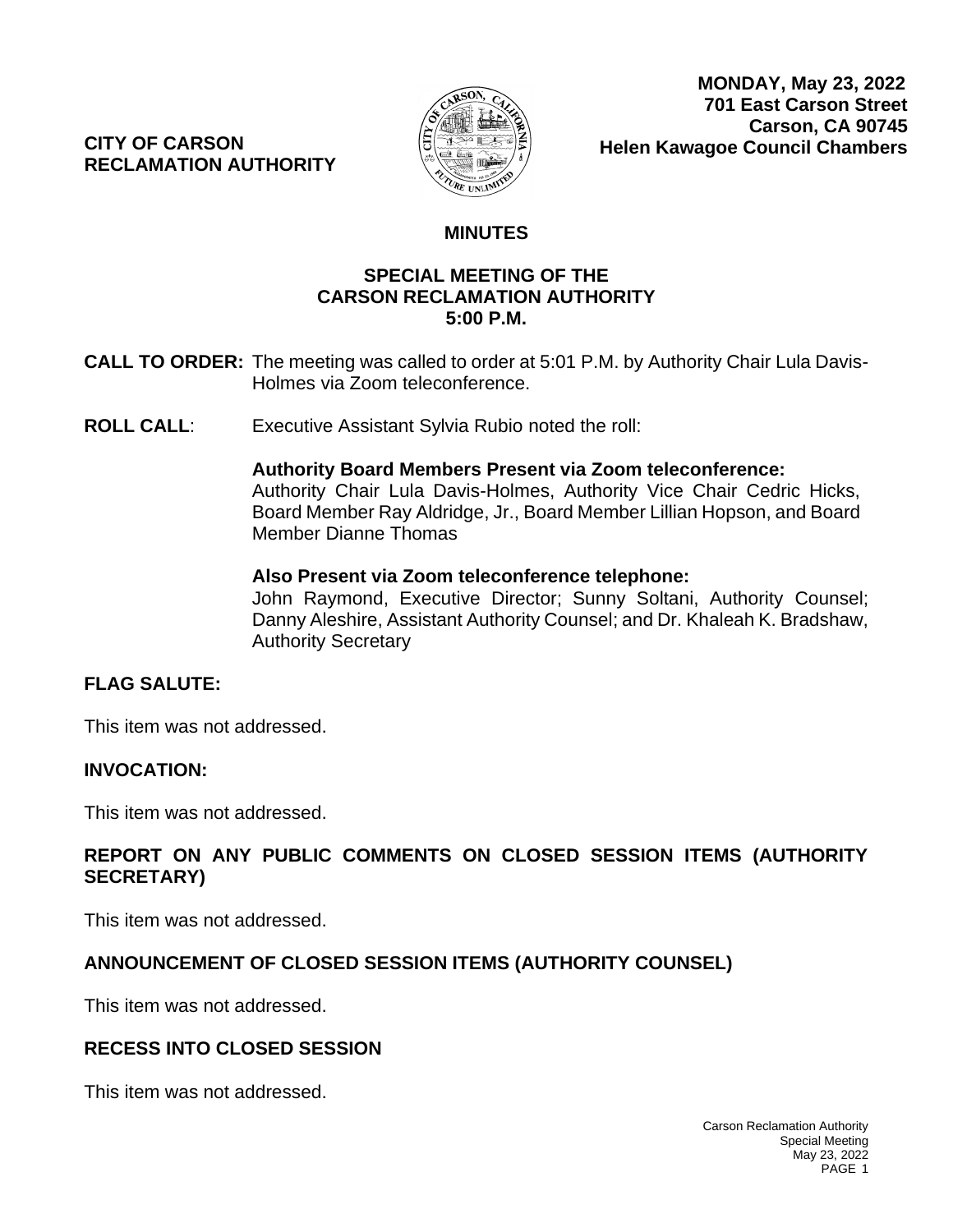**CITY OF CARSON**
**RECLAMATION AUTHORITY**

**MONDAY, May 23, 2022**
**701 East Carson Street**
**Carson, CA 90745**
**Helen Kawagoe Council Chambers**

## MINUTES

### SPECIAL MEETING OF THE CARSON RECLAMATION AUTHORITY 5:00 P.M.

**CALL TO ORDER:** The meeting was called to order at 5:01 P.M. by Authority Chair Lula Davis-Holmes via Zoom teleconference.

**ROLL CALL**: Executive Assistant Sylvia Rubio noted the roll:

**Authority Board Members Present via Zoom teleconference:**
Authority Chair Lula Davis-Holmes, Authority Vice Chair Cedric Hicks, Board Member Ray Aldridge, Jr., Board Member Lillian Hopson, and Board Member Dianne Thomas

**Also Present via Zoom teleconference telephone:**
John Raymond, Executive Director; Sunny Soltani, Authority Counsel; Danny Aleshire, Assistant Authority Counsel; and Dr. Khaleah K. Bradshaw, Authority Secretary

**FLAG SALUTE:**

This item was not addressed.

**INVOCATION:**

This item was not addressed.

**REPORT ON ANY PUBLIC COMMENTS ON CLOSED SESSION ITEMS (AUTHORITY SECRETARY)**

This item was not addressed.

**ANNOUNCEMENT OF CLOSED SESSION ITEMS (AUTHORITY COUNSEL)**

This item was not addressed.

**RECESS INTO CLOSED SESSION**

This item was not addressed.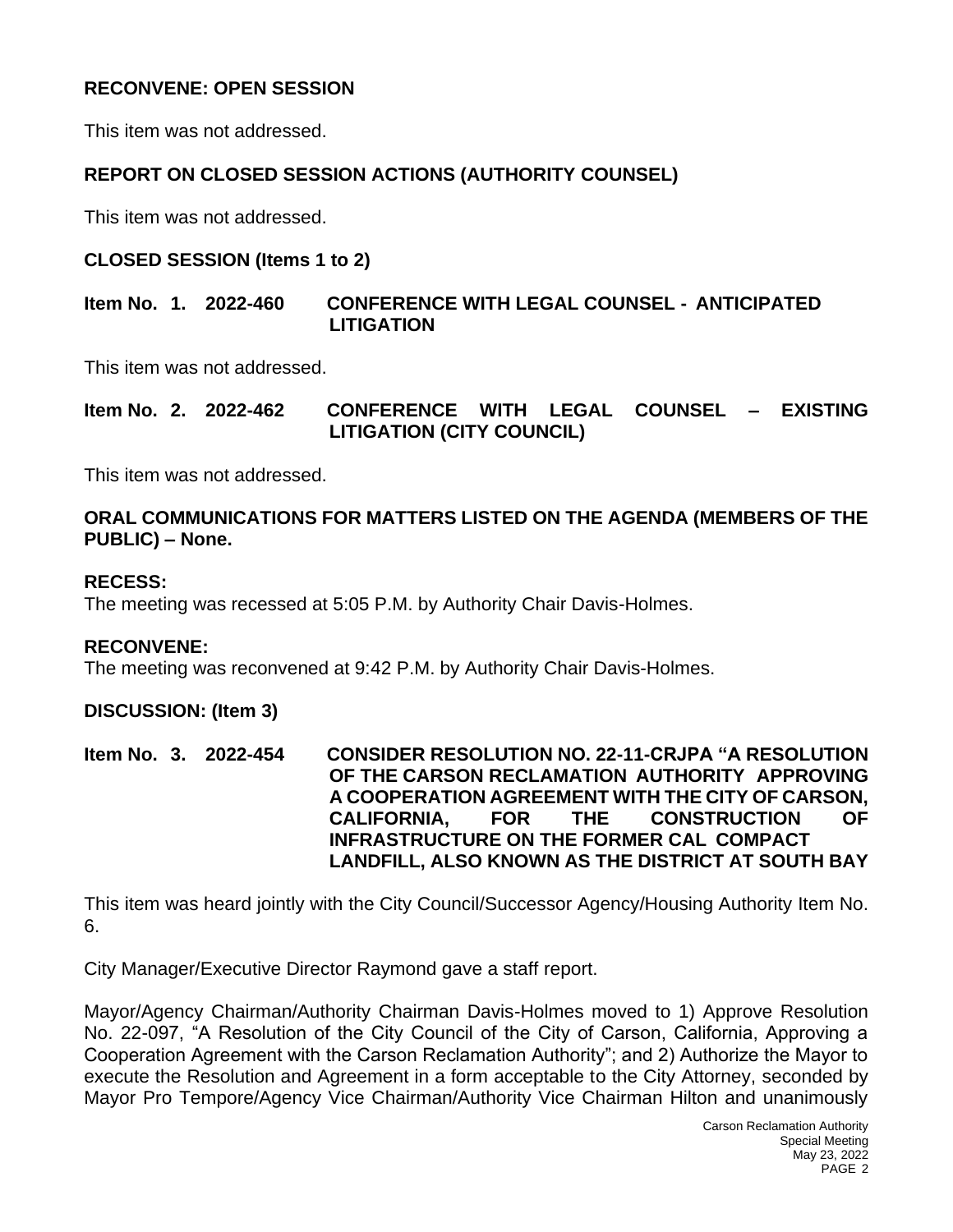**RECONVENE: OPEN SESSION**

This item was not addressed.

**REPORT ON CLOSED SESSION ACTIONS (AUTHORITY COUNSEL)**

This item was not addressed.

**CLOSED SESSION (Items 1 to 2)**

**Item No. 1. 2022-460 CONFERENCE WITH LEGAL COUNSEL - ANTICIPATED LITIGATION**

This item was not addressed.

**Item No. 2. 2022-462 CONFERENCE WITH LEGAL COUNSEL – EXISTING LITIGATION (CITY COUNCIL)**

This item was not addressed.

**ORAL COMMUNICATIONS FOR MATTERS LISTED ON THE AGENDA (MEMBERS OF THE PUBLIC) – None.**

**RECESS:**
The meeting was recessed at 5:05 P.M. by Authority Chair Davis-Holmes.

**RECONVENE:**
The meeting was reconvened at 9:42 P.M. by Authority Chair Davis-Holmes.

**DISCUSSION: (Item 3)**

**Item No. 3. 2022-454 CONSIDER RESOLUTION NO. 22-11-CRJPA "A RESOLUTION OF THE CARSON RECLAMATION AUTHORITY APPROVING A COOPERATION AGREEMENT WITH THE CITY OF CARSON, CALIFORNIA, FOR THE CONSTRUCTION OF INFRASTRUCTURE ON THE FORMER CAL COMPACT LANDFILL, ALSO KNOWN AS THE DISTRICT AT SOUTH BAY**

This item was heard jointly with the City Council/Successor Agency/Housing Authority Item No. 6.

City Manager/Executive Director Raymond gave a staff report.

Mayor/Agency Chairman/Authority Chairman Davis-Holmes moved to 1) Approve Resolution No. 22-097, "A Resolution of the City Council of the City of Carson, California, Approving a Cooperation Agreement with the Carson Reclamation Authority"; and 2) Authorize the Mayor to execute the Resolution and Agreement in a form acceptable to the City Attorney, seconded by Mayor Pro Tempore/Agency Vice Chairman/Authority Vice Chairman Hilton and unanimously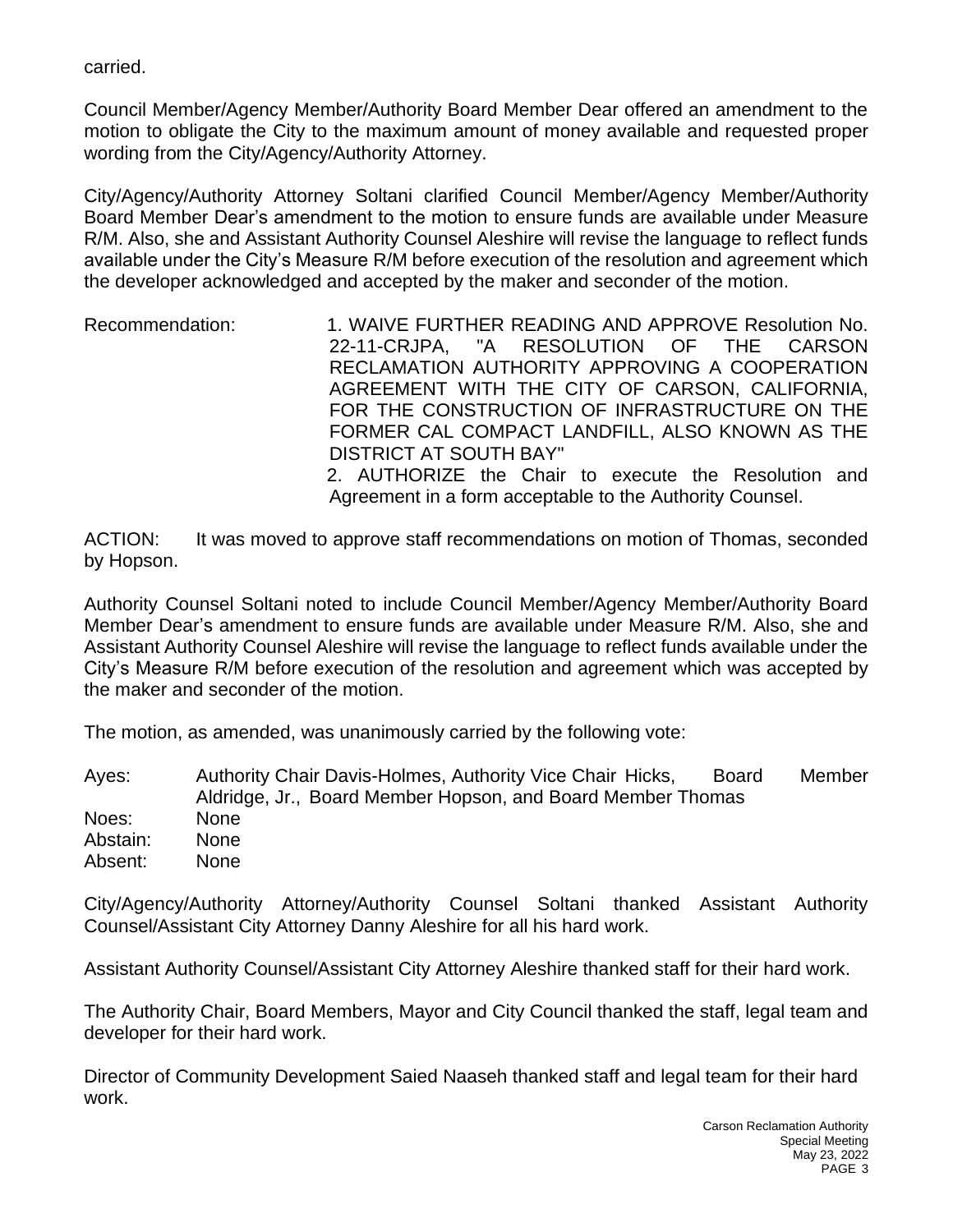carried.

Council Member/Agency Member/Authority Board Member Dear offered an amendment to the motion to obligate the City to the maximum amount of money available and requested proper wording from the City/Agency/Authority Attorney.

City/Agency/Authority Attorney Soltani clarified Council Member/Agency Member/Authority Board Member Dear's amendment to the motion to ensure funds are available under Measure R/M. Also, she and Assistant Authority Counsel Aleshire will revise the language to reflect funds available under the City's Measure R/M before execution of the resolution and agreement which the developer acknowledged and accepted by the maker and seconder of the motion.

Recommendation: 1. WAIVE FURTHER READING AND APPROVE Resolution No. 22-11-CRJPA, "A RESOLUTION OF THE CARSON RECLAMATION AUTHORITY APPROVING A COOPERATION AGREEMENT WITH THE CITY OF CARSON, CALIFORNIA, FOR THE CONSTRUCTION OF INFRASTRUCTURE ON THE FORMER CAL COMPACT LANDFILL, ALSO KNOWN AS THE DISTRICT AT SOUTH BAY"
2. AUTHORIZE the Chair to execute the Resolution and Agreement in a form acceptable to the Authority Counsel.

ACTION: It was moved to approve staff recommendations on motion of Thomas, seconded by Hopson.

Authority Counsel Soltani noted to include Council Member/Agency Member/Authority Board Member Dear's amendment to ensure funds are available under Measure R/M. Also, she and Assistant Authority Counsel Aleshire will revise the language to reflect funds available under the City's Measure R/M before execution of the resolution and agreement which was accepted by the maker and seconder of the motion.

The motion, as amended, was unanimously carried by the following vote:

Ayes: Authority Chair Davis-Holmes, Authority Vice Chair Hicks, Board Member Aldridge, Jr., Board Member Hopson, and Board Member Thomas
Noes: None
Abstain: None
Absent: None

City/Agency/Authority Attorney/Authority Counsel Soltani thanked Assistant Authority Counsel/Assistant City Attorney Danny Aleshire for all his hard work.

Assistant Authority Counsel/Assistant City Attorney Aleshire thanked staff for their hard work.

The Authority Chair, Board Members, Mayor and City Council thanked the staff, legal team and developer for their hard work.

Director of Community Development Saied Naaseh thanked staff and legal team for their hard work.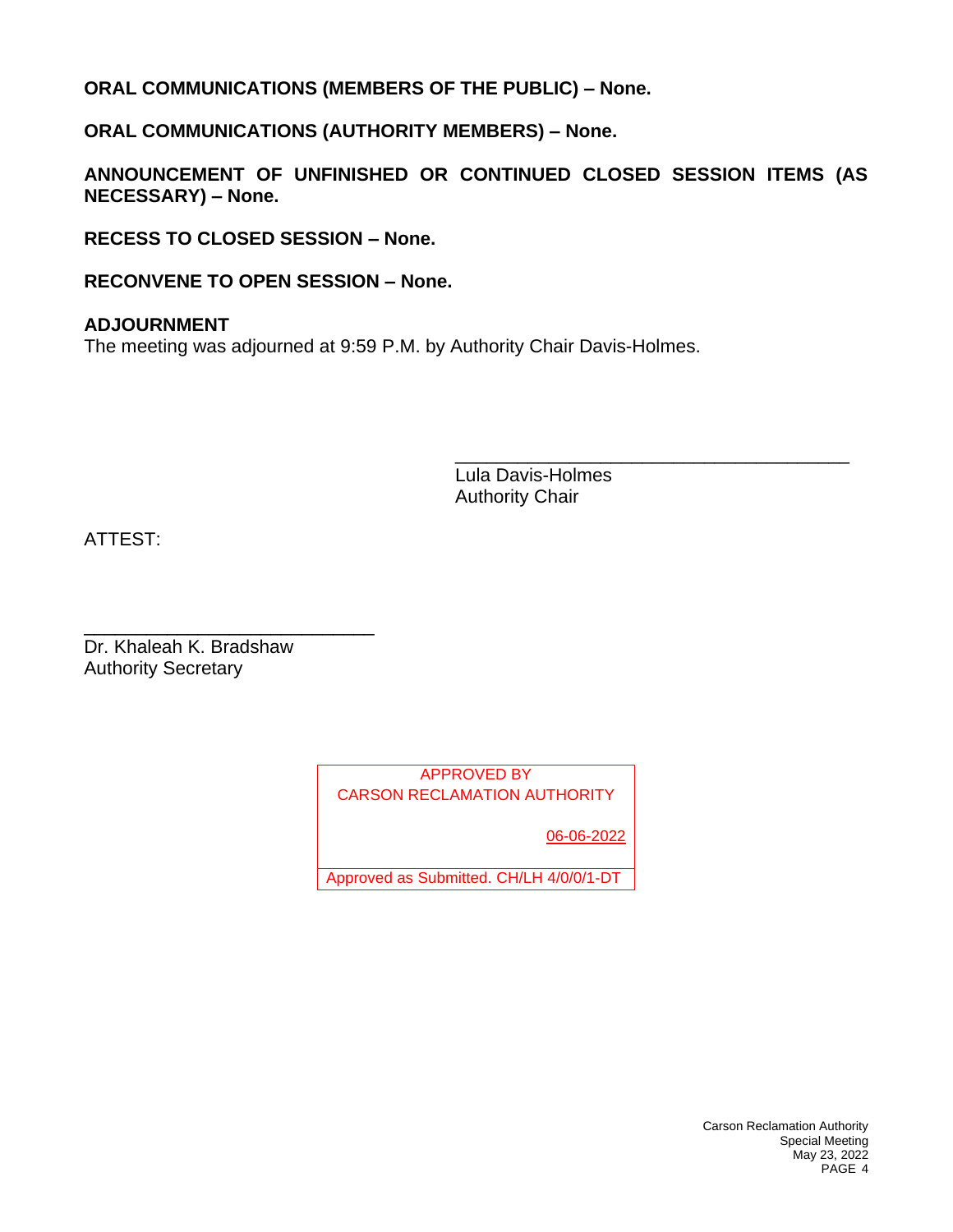**ORAL COMMUNICATIONS (MEMBERS OF THE PUBLIC) – None.**

**ORAL COMMUNICATIONS (AUTHORITY MEMBERS) – None.**

**ANNOUNCEMENT OF UNFINISHED OR CONTINUED CLOSED SESSION ITEMS (AS NECESSARY) – None.**

**RECESS TO CLOSED SESSION – None.**

**RECONVENE TO OPEN SESSION – None.**

**ADJOURNMENT**

The meeting was adjourned at 9:59 P.M. by Authority Chair Davis-Holmes.

\_\_\_\_\_\_\_\_\_\_\_\_\_\_\_\_\_\_\_\_\_\_\_\_\_\_\_\_\_\_\_\_\_\_\_\_\_\_\_\_

Lula Davis-Holmes

Authority Chair

ATTEST:

\_\_\_\_\_\_\_\_\_\_\_\_\_\_\_\_\_\_\_\_\_\_\_\_\_\_\_\_\_\_

Dr. Khaleah K. Bradshaw

Authority Secretary

APPROVED BY

CARSON RECLAMATION AUTHORITY

06-06-2022

Approved as Submitted. CH/LH 4/0/0/1-DT